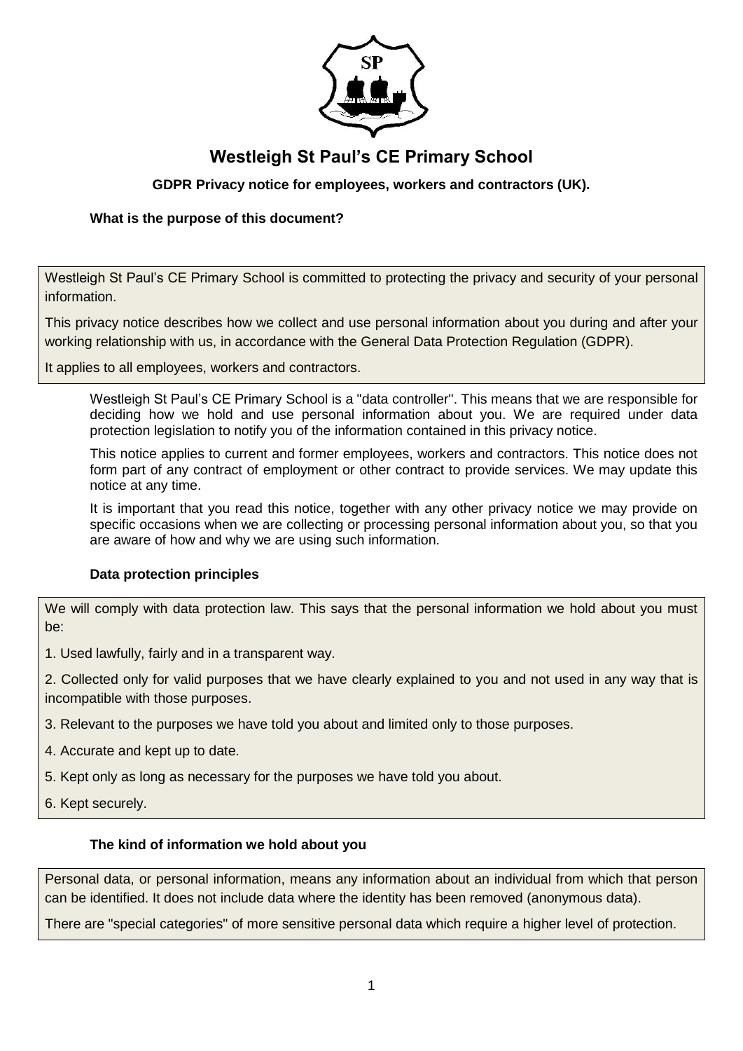# Westleigh St Paul's CE Primary School

### GDPR Privacy notice for employees, workers and contractors (UK).

### What is the purpose of this document?

Westleigh St Paul's CE Primary School is committed to protecting the privacy and security of your personal information.

This privacy notice describes how we collect and use personal information about you during and after your working relationship with us, in accordance with the General Data Protection Regulation (GDPR).

It applies to all employees, workers and contractors.

Westleigh St Paul's CE Primary School is a "data controller". This means that we are responsible for deciding how we hold and use personal information about you. We are required under data protection legislation to notify you of the information contained in this privacy notice.

This notice applies to current and former employees, workers and contractors. This notice does not form part of any contract of employment or other contract to provide services. We may update this notice at any time.

It is important that you read this notice, together with any other privacy notice we may provide on specific occasions when we are collecting or processing personal information about you, so that you are aware of how and why we are using such information.

### Data protection principles

We will comply with data protection law. This says that the personal information we hold about you must be:

1. Used lawfully, fairly and in a transparent way.
2. Collected only for valid purposes that we have clearly explained to you and not used in any way that is incompatible with those purposes.
3. Relevant to the purposes we have told you about and limited only to those purposes.
4. Accurate and kept up to date.
5. Kept only as long as necessary for the purposes we have told you about.
6. Kept securely.

### The kind of information we hold about you

Personal data, or personal information, means any information about an individual from which that person can be identified. It does not include data where the identity has been removed (anonymous data).

There are "special categories" of more sensitive personal data which require a higher level of protection.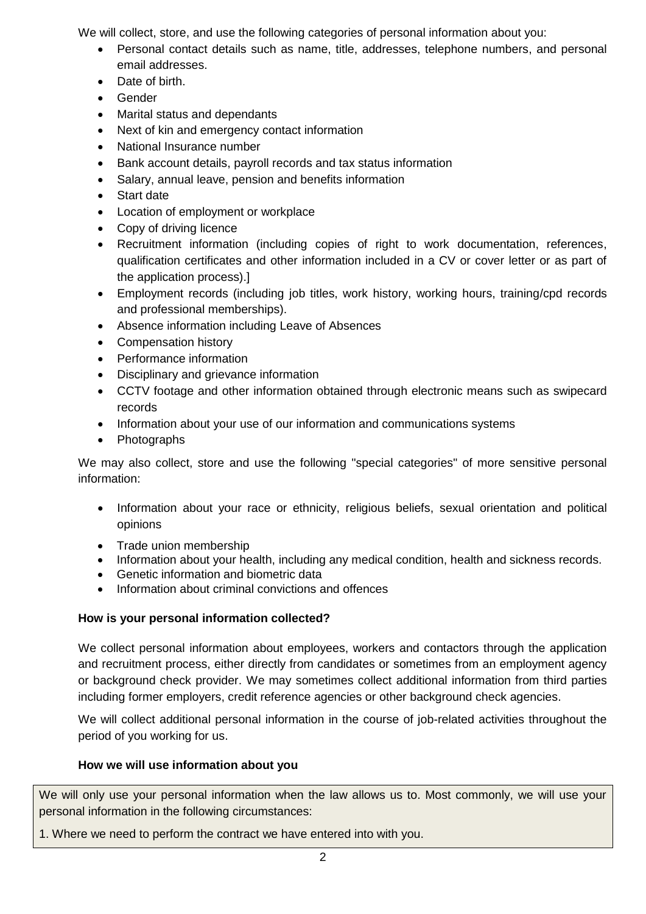We will collect, store, and use the following categories of personal information about you:

- Personal contact details such as name, title, addresses, telephone numbers, and personal email addresses.
- Date of birth.
- Gender
- Marital status and dependants
- Next of kin and emergency contact information
- National Insurance number
- Bank account details, payroll records and tax status information
- Salary, annual leave, pension and benefits information
- Start date
- Location of employment or workplace
- Copy of driving licence
- Recruitment information (including copies of right to work documentation, references, qualification certificates and other information included in a CV or cover letter or as part of the application process).]
- Employment records (including job titles, work history, working hours, training/cpd records and professional memberships).
- Absence information including Leave of Absences
- Compensation history
- Performance information
- Disciplinary and grievance information
- CCTV footage and other information obtained through electronic means such as swipecard records
- Information about your use of our information and communications systems
- Photographs

We may also collect, store and use the following "special categories" of more sensitive personal information:

- Information about your race or ethnicity, religious beliefs, sexual orientation and political opinions
- Trade union membership
- Information about your health, including any medical condition, health and sickness records.
- Genetic information and biometric data
- Information about criminal convictions and offences

**How is your personal information collected?**

We collect personal information about employees, workers and contactors through the application and recruitment process, either directly from candidates or sometimes from an employment agency or background check provider. We may sometimes collect additional information from third parties including former employers, credit reference agencies or other background check agencies.

We will collect additional personal information in the course of job-related activities throughout the period of you working for us.

**How we will use information about you**

We will only use your personal information when the law allows us to. Most commonly, we will use your personal information in the following circumstances:

1. Where we need to perform the contract we have entered into with you.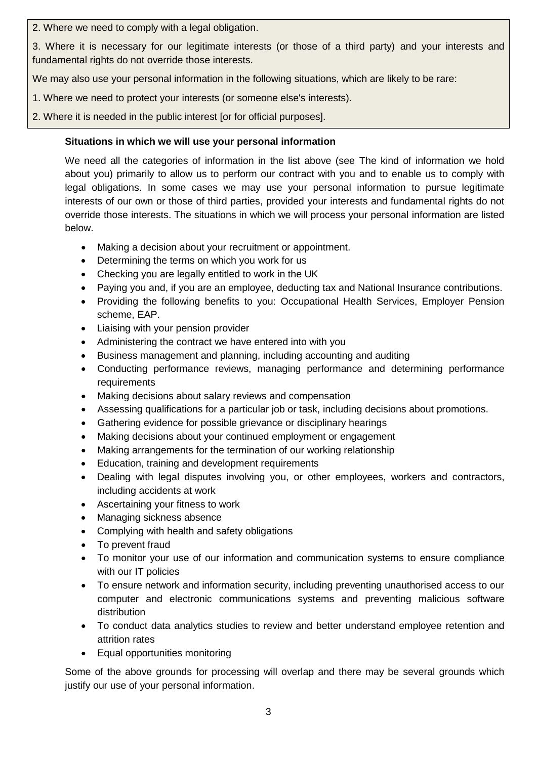2. Where we need to comply with a legal obligation.

3. Where it is necessary for our legitimate interests (or those of a third party) and your interests and fundamental rights do not override those interests.

We may also use your personal information in the following situations, which are likely to be rare:

1. Where we need to protect your interests (or someone else's interests).

2. Where it is needed in the public interest [or for official purposes].

**Situations in which we will use your personal information**

We need all the categories of information in the list above (see The kind of information we hold about you) primarily to allow us to perform our contract with you and to enable us to comply with legal obligations. In some cases we may use your personal information to pursue legitimate interests of our own or those of third parties, provided your interests and fundamental rights do not override those interests. The situations in which we will process your personal information are listed below.

- Making a decision about your recruitment or appointment.
- Determining the terms on which you work for us
- Checking you are legally entitled to work in the UK
- Paying you and, if you are an employee, deducting tax and National Insurance contributions.
- Providing the following benefits to you: Occupational Health Services, Employer Pension scheme, EAP.
- Liaising with your pension provider
- Administering the contract we have entered into with you
- Business management and planning, including accounting and auditing
- Conducting performance reviews, managing performance and determining performance requirements
- Making decisions about salary reviews and compensation
- Assessing qualifications for a particular job or task, including decisions about promotions.
- Gathering evidence for possible grievance or disciplinary hearings
- Making decisions about your continued employment or engagement
- Making arrangements for the termination of our working relationship
- Education, training and development requirements
- Dealing with legal disputes involving you, or other employees, workers and contractors, including accidents at work
- Ascertaining your fitness to work
- Managing sickness absence
- Complying with health and safety obligations
- To prevent fraud
- To monitor your use of our information and communication systems to ensure compliance with our IT policies
- To ensure network and information security, including preventing unauthorised access to our computer and electronic communications systems and preventing malicious software distribution
- To conduct data analytics studies to review and better understand employee retention and attrition rates
- Equal opportunities monitoring

Some of the above grounds for processing will overlap and there may be several grounds which justify our use of your personal information.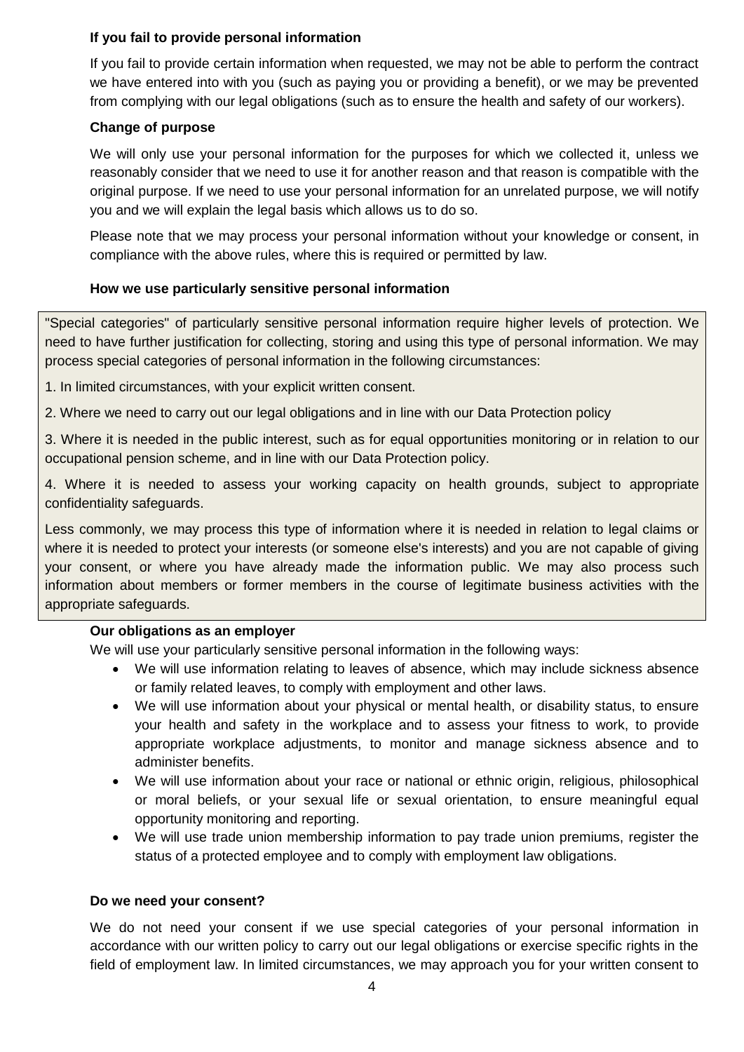**If you fail to provide personal information**

If you fail to provide certain information when requested, we may not be able to perform the contract we have entered into with you (such as paying you or providing a benefit), or we may be prevented from complying with our legal obligations (such as to ensure the health and safety of our workers).

**Change of purpose**

We will only use your personal information for the purposes for which we collected it, unless we reasonably consider that we need to use it for another reason and that reason is compatible with the original purpose. If we need to use your personal information for an unrelated purpose, we will notify you and we will explain the legal basis which allows us to do so.

Please note that we may process your personal information without your knowledge or consent, in compliance with the above rules, where this is required or permitted by law.

**How we use particularly sensitive personal information**

"Special categories" of particularly sensitive personal information require higher levels of protection. We need to have further justification for collecting, storing and using this type of personal information. We may process special categories of personal information in the following circumstances:

1. In limited circumstances, with your explicit written consent.

2. Where we need to carry out our legal obligations and in line with our Data Protection policy

3. Where it is needed in the public interest, such as for equal opportunities monitoring or in relation to our occupational pension scheme, and in line with our Data Protection policy.

4. Where it is needed to assess your working capacity on health grounds, subject to appropriate confidentiality safeguards.

Less commonly, we may process this type of information where it is needed in relation to legal claims or where it is needed to protect your interests (or someone else's interests) and you are not capable of giving your consent, or where you have already made the information public. We may also process such information about members or former members in the course of legitimate business activities with the appropriate safeguards.

**Our obligations as an employer**

We will use your particularly sensitive personal information in the following ways:

- We will use information relating to leaves of absence, which may include sickness absence or family related leaves, to comply with employment and other laws.
- We will use information about your physical or mental health, or disability status, to ensure your health and safety in the workplace and to assess your fitness to work, to provide appropriate workplace adjustments, to monitor and manage sickness absence and to administer benefits.
- We will use information about your race or national or ethnic origin, religious, philosophical or moral beliefs, or your sexual life or sexual orientation, to ensure meaningful equal opportunity monitoring and reporting.
- We will use trade union membership information to pay trade union premiums, register the status of a protected employee and to comply with employment law obligations.

**Do we need your consent?**

We do not need your consent if we use special categories of your personal information in accordance with our written policy to carry out our legal obligations or exercise specific rights in the field of employment law. In limited circumstances, we may approach you for your written consent to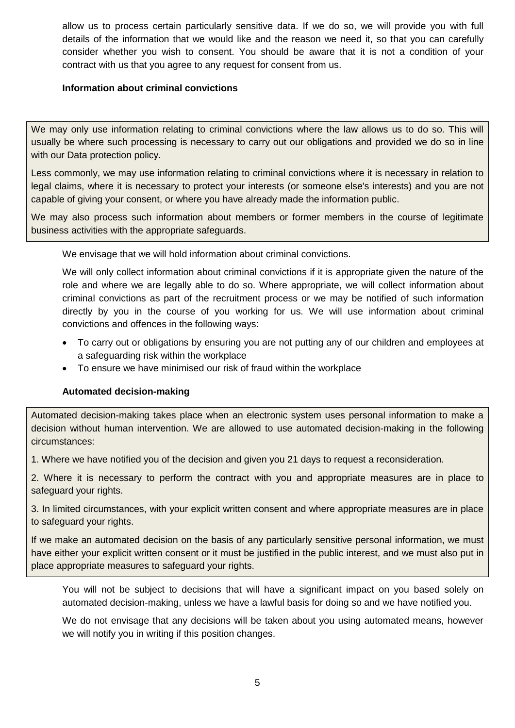allow us to process certain particularly sensitive data. If we do so, we will provide you with full details of the information that we would like and the reason we need it, so that you can carefully consider whether you wish to consent. You should be aware that it is not a condition of your contract with us that you agree to any request for consent from us.

**Information about criminal convictions**

We may only use information relating to criminal convictions where the law allows us to do so. This will usually be where such processing is necessary to carry out our obligations and provided we do so in line with our Data protection policy.

Less commonly, we may use information relating to criminal convictions where it is necessary in relation to legal claims, where it is necessary to protect your interests (or someone else's interests) and you are not capable of giving your consent, or where you have already made the information public.

We may also process such information about members or former members in the course of legitimate business activities with the appropriate safeguards.

We envisage that we will hold information about criminal convictions.

We will only collect information about criminal convictions if it is appropriate given the nature of the role and where we are legally able to do so. Where appropriate, we will collect information about criminal convictions as part of the recruitment process or we may be notified of such information directly by you in the course of you working for us. We will use information about criminal convictions and offences in the following ways:

- To carry out or obligations by ensuring you are not putting any of our children and employees at a safeguarding risk within the workplace
- To ensure we have minimised our risk of fraud within the workplace

**Automated decision-making**

Automated decision-making takes place when an electronic system uses personal information to make a decision without human intervention. We are allowed to use automated decision-making in the following circumstances:

1. Where we have notified you of the decision and given you 21 days to request a reconsideration.

2. Where it is necessary to perform the contract with you and appropriate measures are in place to safeguard your rights.

3. In limited circumstances, with your explicit written consent and where appropriate measures are in place to safeguard your rights.

If we make an automated decision on the basis of any particularly sensitive personal information, we must have either your explicit written consent or it must be justified in the public interest, and we must also put in place appropriate measures to safeguard your rights.

You will not be subject to decisions that will have a significant impact on you based solely on automated decision-making, unless we have a lawful basis for doing so and we have notified you.

We do not envisage that any decisions will be taken about you using automated means, however we will notify you in writing if this position changes.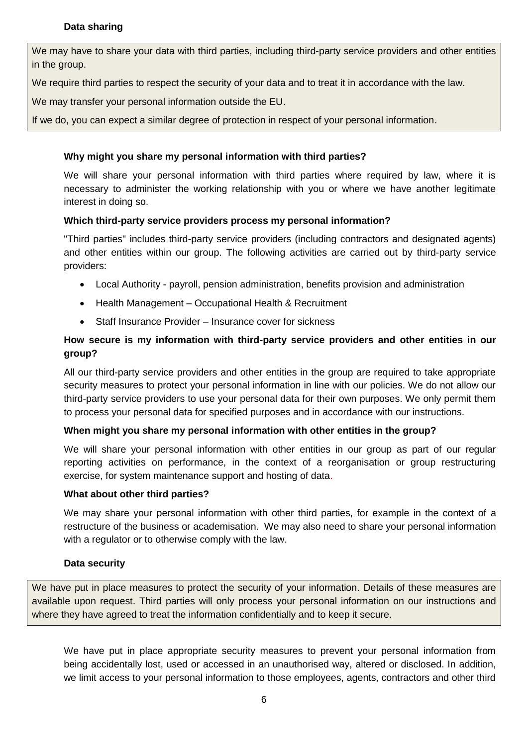### Data sharing

We may have to share your data with third parties, including third-party service providers and other entities in the group.

We require third parties to respect the security of your data and to treat it in accordance with the law.

We may transfer your personal information outside the EU.

If we do, you can expect a similar degree of protection in respect of your personal information.

**Why might you share my personal information with third parties?**

We will share your personal information with third parties where required by law, where it is necessary to administer the working relationship with you or where we have another legitimate interest in doing so.

**Which third-party service providers process my personal information?**

"Third parties" includes third-party service providers (including contractors and designated agents) and other entities within our group. The following activities are carried out by third-party service providers:

- Local Authority - payroll, pension administration, benefits provision and administration
- Health Management – Occupational Health & Recruitment
- Staff Insurance Provider – Insurance cover for sickness

**How secure is my information with third-party service providers and other entities in our group?**

All our third-party service providers and other entities in the group are required to take appropriate security measures to protect your personal information in line with our policies. We do not allow our third-party service providers to use your personal data for their own purposes. We only permit them to process your personal data for specified purposes and in accordance with our instructions.

**When might you share my personal information with other entities in the group?**

We will share your personal information with other entities in our group as part of our regular reporting activities on performance, in the context of a reorganisation or group restructuring exercise, for system maintenance support and hosting of data.

**What about other third parties?**

We may share your personal information with other third parties, for example in the context of a restructure of the business or academisation. We may also need to share your personal information with a regulator or to otherwise comply with the law.

### Data security

We have put in place measures to protect the security of your information. Details of these measures are available upon request. Third parties will only process your personal information on our instructions and where they have agreed to treat the information confidentially and to keep it secure.

We have put in place appropriate security measures to prevent your personal information from being accidentally lost, used or accessed in an unauthorised way, altered or disclosed. In addition, we limit access to your personal information to those employees, agents, contractors and other third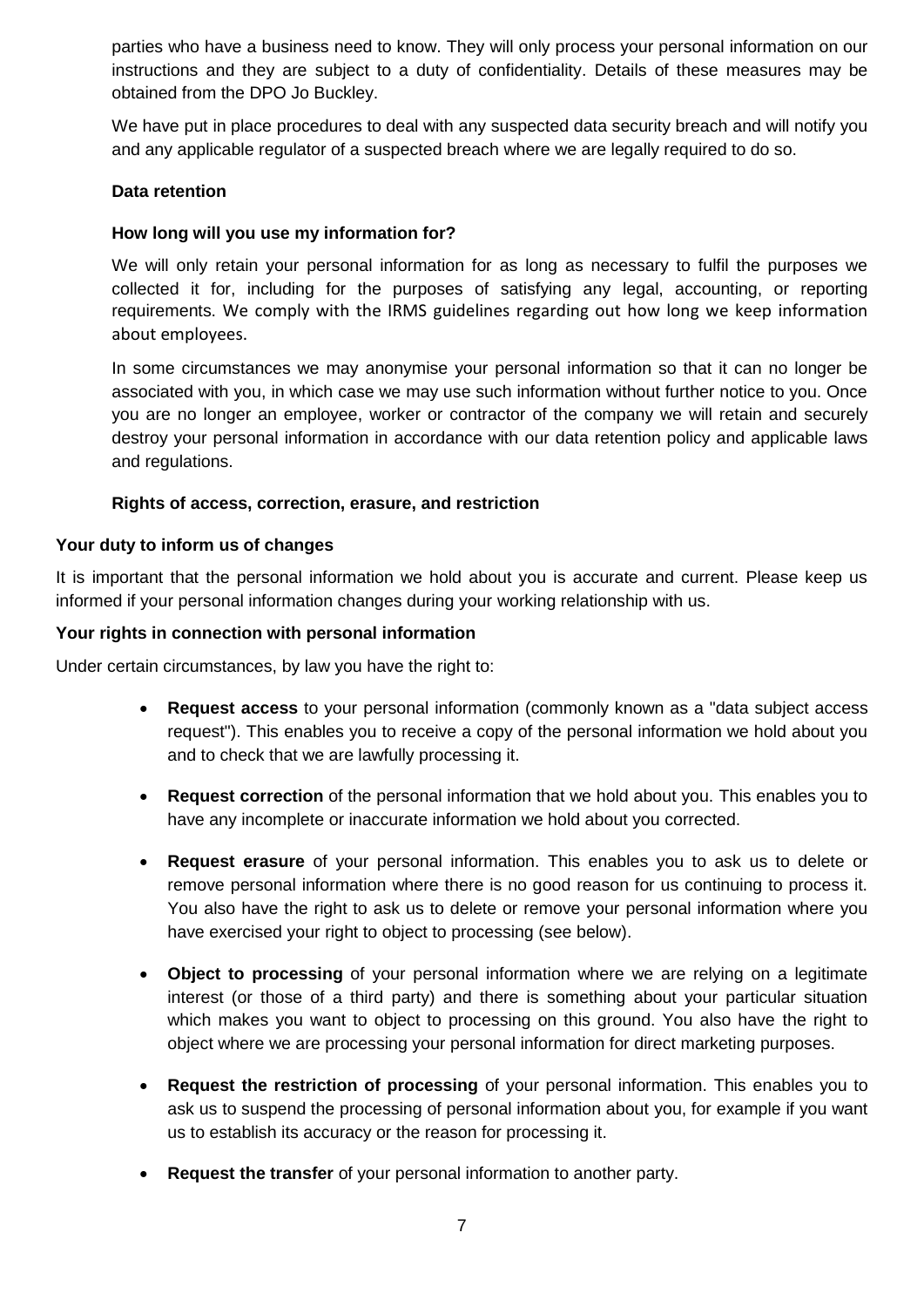parties who have a business need to know. They will only process your personal information on our instructions and they are subject to a duty of confidentiality. Details of these measures may be obtained from the DPO Jo Buckley.

We have put in place procedures to deal with any suspected data security breach and will notify you and any applicable regulator of a suspected breach where we are legally required to do so.

**Data retention**

**How long will you use my information for?**

We will only retain your personal information for as long as necessary to fulfil the purposes we collected it for, including for the purposes of satisfying any legal, accounting, or reporting requirements. We comply with the IRMS guidelines regarding out how long we keep information about employees.

In some circumstances we may anonymise your personal information so that it can no longer be associated with you, in which case we may use such information without further notice to you. Once you are no longer an employee, worker or contractor of the company we will retain and securely destroy your personal information in accordance with our data retention policy and applicable laws and regulations.

**Rights of access, correction, erasure, and restriction**

**Your duty to inform us of changes**

It is important that the personal information we hold about you is accurate and current. Please keep us informed if your personal information changes during your working relationship with us.

**Your rights in connection with personal information**

Under certain circumstances, by law you have the right to:

- **Request access** to your personal information (commonly known as a "data subject access request"). This enables you to receive a copy of the personal information we hold about you and to check that we are lawfully processing it.
- **Request correction** of the personal information that we hold about you. This enables you to have any incomplete or inaccurate information we hold about you corrected.
- **Request erasure** of your personal information. This enables you to ask us to delete or remove personal information where there is no good reason for us continuing to process it. You also have the right to ask us to delete or remove your personal information where you have exercised your right to object to processing (see below).
- **Object to processing** of your personal information where we are relying on a legitimate interest (or those of a third party) and there is something about your particular situation which makes you want to object to processing on this ground. You also have the right to object where we are processing your personal information for direct marketing purposes.
- **Request the restriction of processing** of your personal information. This enables you to ask us to suspend the processing of personal information about you, for example if you want us to establish its accuracy or the reason for processing it.
- **Request the transfer** of your personal information to another party.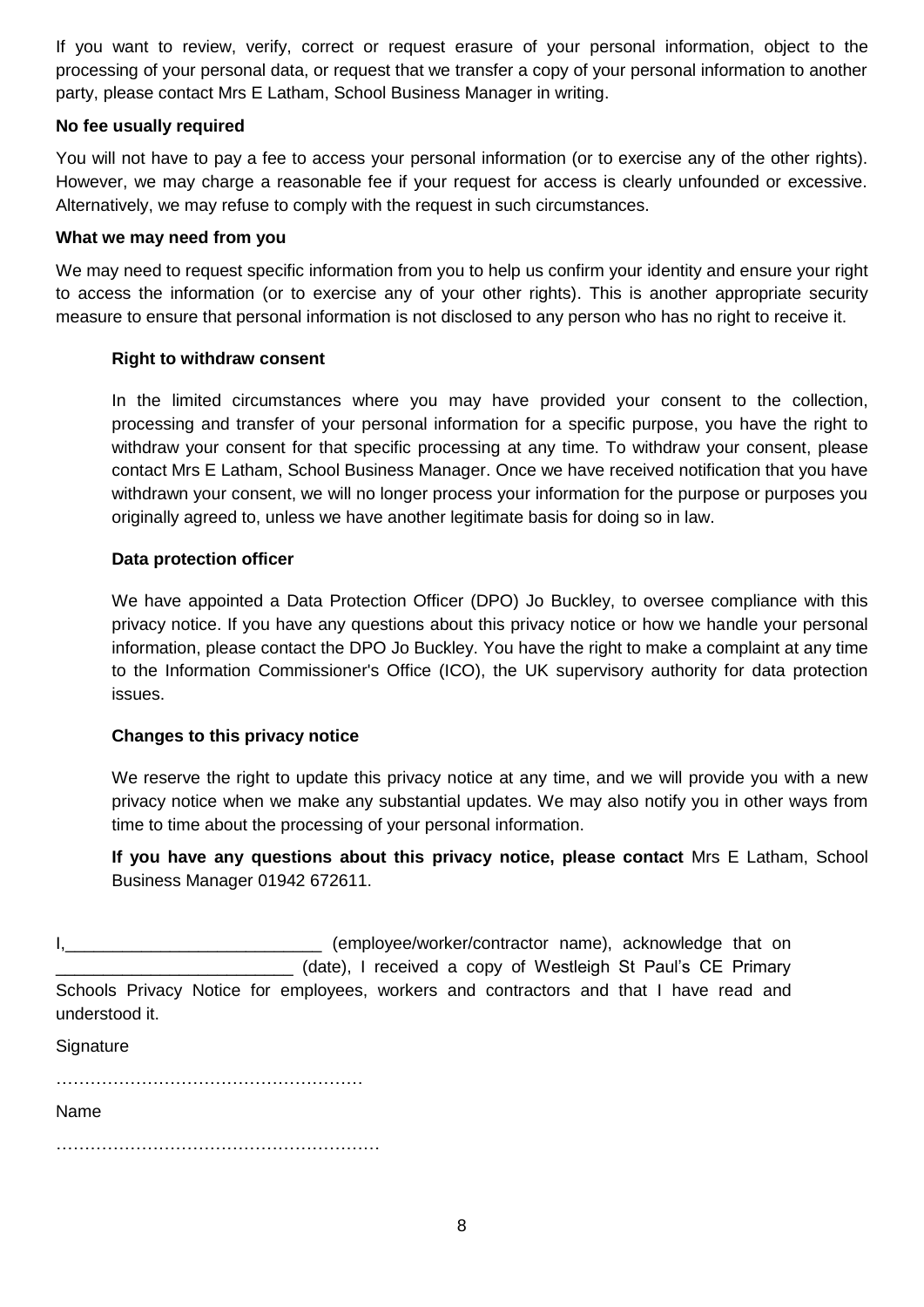If you want to review, verify, correct or request erasure of your personal information, object to the processing of your personal data, or request that we transfer a copy of your personal information to another party, please contact Mrs E Latham, School Business Manager in writing.

**No fee usually required**

You will not have to pay a fee to access your personal information (or to exercise any of the other rights). However, we may charge a reasonable fee if your request for access is clearly unfounded or excessive. Alternatively, we may refuse to comply with the request in such circumstances.

**What we may need from you**

We may need to request specific information from you to help us confirm your identity and ensure your right to access the information (or to exercise any of your other rights). This is another appropriate security measure to ensure that personal information is not disclosed to any person who has no right to receive it.

**Right to withdraw consent**

In the limited circumstances where you may have provided your consent to the collection, processing and transfer of your personal information for a specific purpose, you have the right to withdraw your consent for that specific processing at any time. To withdraw your consent, please contact Mrs E Latham, School Business Manager. Once we have received notification that you have withdrawn your consent, we will no longer process your information for the purpose or purposes you originally agreed to, unless we have another legitimate basis for doing so in law.

**Data protection officer**

We have appointed a Data Protection Officer (DPO) Jo Buckley, to oversee compliance with this privacy notice. If you have any questions about this privacy notice or how we handle your personal information, please contact the DPO Jo Buckley. You have the right to make a complaint at any time to the Information Commissioner's Office (ICO), the UK supervisory authority for data protection issues.

**Changes to this privacy notice**

We reserve the right to update this privacy notice at any time, and we will provide you with a new privacy notice when we make any substantial updates. We may also notify you in other ways from time to time about the processing of your personal information.

**If you have any questions about this privacy notice, please contact** Mrs E Latham, School Business Manager 01942 672611.

I,__________________________ (employee/worker/contractor name), acknowledge that on ________________________ (date), I received a copy of Westleigh St Paul's CE Primary Schools Privacy Notice for employees, workers and contractors and that I have read and understood it.

Signature

………………………………………………

Name

…………………………………………………